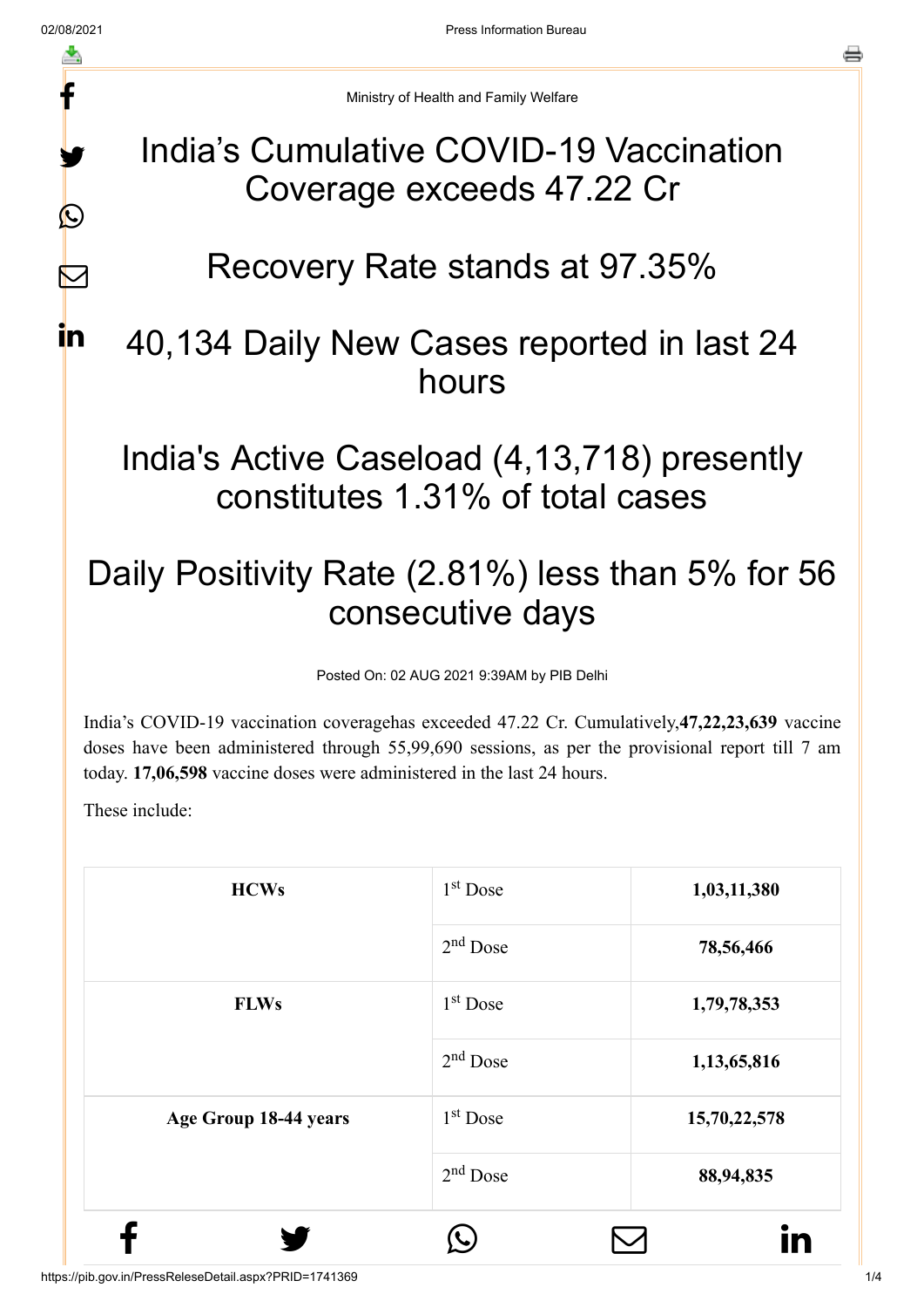Ministry of Health and Family Welfare

# India's Cumulative COVID-19 Vaccination Coverage exceeds 47.22 Cr

# Recovery Rate stands at 97.35%

# 40,134 Daily New Cases reported in last 24 hours

# India's Active Caseload (4,13,718) presently constitutes 1.31% of total cases

# Daily Positivity Rate (2.81%) less than 5% for 56 consecutive days

Posted On: 02 AUG 2021 9:39AM by PIB Delhi

India's COVID-19 vaccination coveragehas exceeded 47.22 Cr. Cumulatively,**47,22,23,639** vaccine doses have been administered through 55,99,690 sessions, as per the provisional report till 7 am today. **17,06,598** vaccine doses were administered in the last 24 hours.

These include:

| | | |
|---|---|---|
| **HCWs** | 1st Dose | **1,03,11,380** |
| | 2nd Dose | **78,56,466** |
| **FLWs** | 1st Dose | **1,79,78,353** |
| | 2nd Dose | **1,13,65,816** |
| **Age Group 18-44 years** | 1st Dose | **15,70,22,578** |
| | 2nd Dose | **88,94,835** |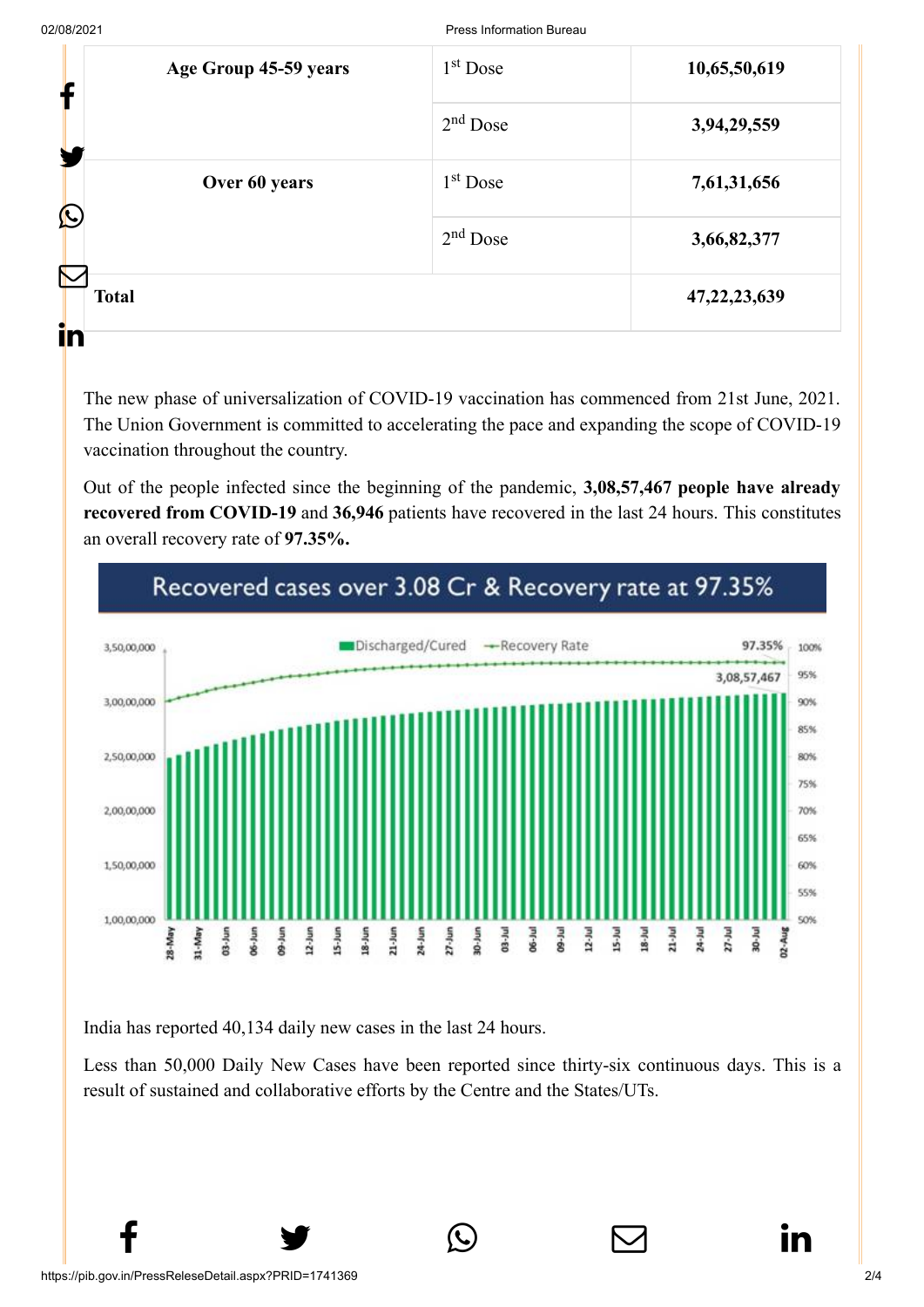| Age Group 45-59 years | 1st Dose | 10,65,50,619 |
|---|---|---|
| | 2nd Dose | 3,94,29,559 |
| Over 60 years | 1st Dose | 7,61,31,656 |
| | 2nd Dose | 3,66,82,377 |
| **Total** | | **47,22,23,639** |

The new phase of universalization of COVID-19 vaccination has commenced from 21st June, 2021. The Union Government is committed to accelerating the pace and expanding the scope of COVID-19 vaccination throughout the country.

Out of the people infected since the beginning of the pandemic, **3,08,57,467 people have already recovered from COVID-19** and **36,946** patients have recovered in the last 24 hours. This constitutes an overall recovery rate of **97.35%.**

India has reported 40,134 daily new cases in the last 24 hours.

Less than 50,000 Daily New Cases have been reported since thirty-six continuous days. This is a result of sustained and collaborative efforts by the Centre and the States/UTs.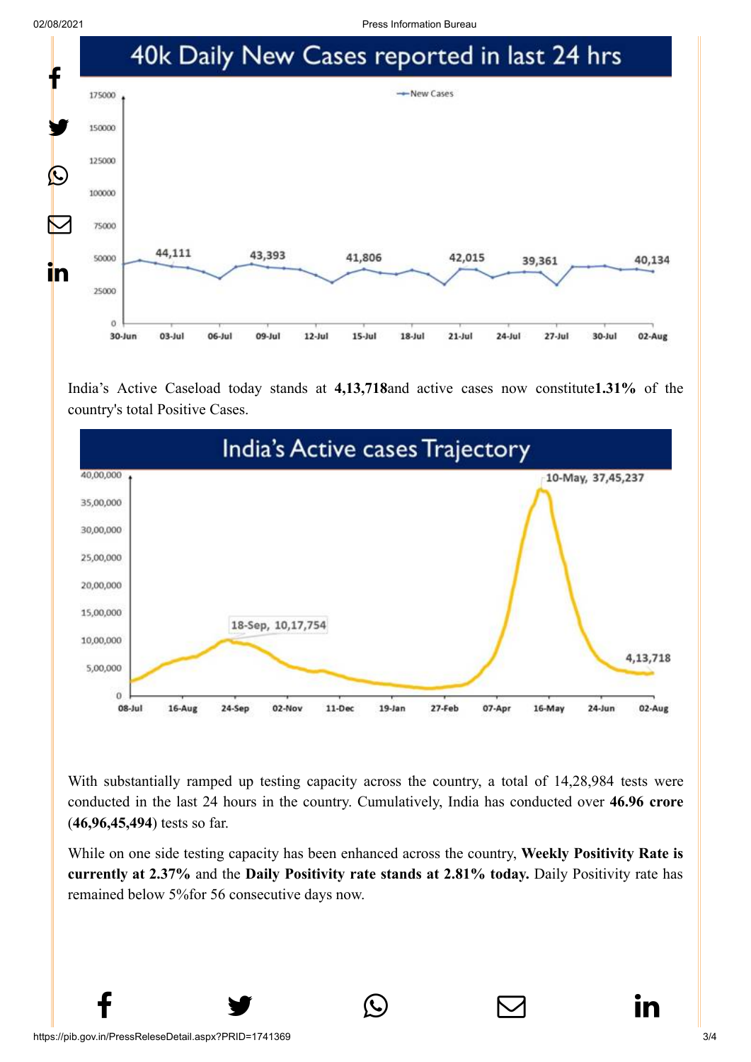## 40k Daily New Cases reported in last 24 hrs

India's Active Caseload today stands at **4,13,718**and active cases now constitute**1.31%** of the country's total Positive Cases.

## India's Active cases Trajectory

With substantially ramped up testing capacity across the country, a total of 14,28,984 tests were conducted in the last 24 hours in the country. Cumulatively, India has conducted over **46.96 crore** (**46,96,45,494**) tests so far.

While on one side testing capacity has been enhanced across the country, **Weekly Positivity Rate is currently at 2.37%** and the **Daily Positivity rate stands at 2.81% today.** Daily Positivity rate has remained below 5%for 56 consecutive days now.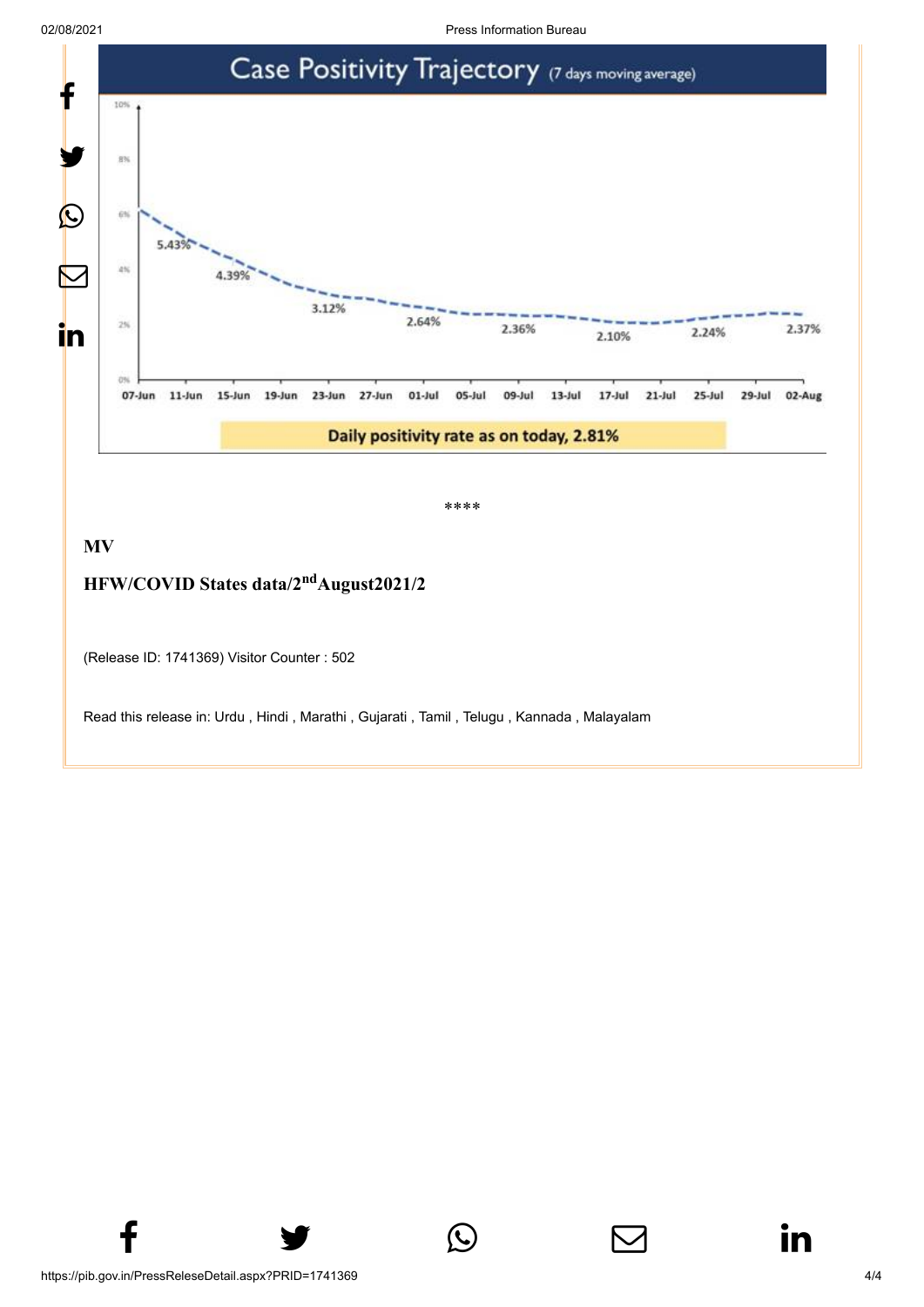Case Positivity Trajectory (7 days moving average)

10%
8%
6%
4%
2%
0%

5.43%
4.39%
3.12%
2.64%
2.36%
2.10%
2.24%
2.37%

07-Jun 11-Jun 15-Jun 19-Jun 23-Jun 27-Jun 01-Jul 05-Jul 09-Jul 13-Jul 17-Jul 21-Jul 25-Jul 29-Jul 02-Aug

Daily positivity rate as on today, 2.81%

****

**MV**

**HFW/COVID States data/2nd August2021/2**

(Release ID: 1741369) Visitor Counter : 502

Read this release in: Urdu , Hindi , Marathi , Gujarati , Tamil , Telugu , Kannada , Malayalam